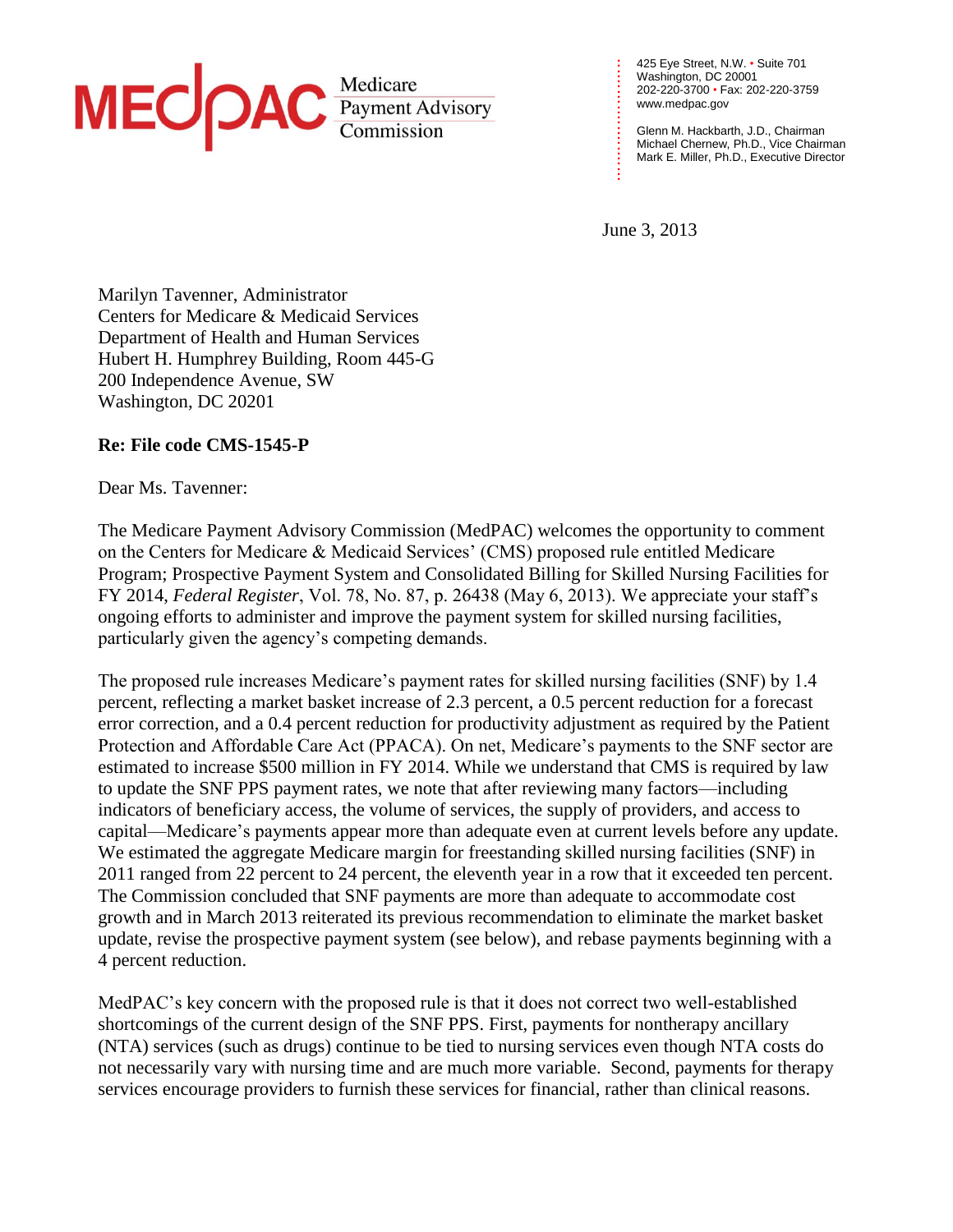MEDPAC Medicare Payment Advisory Commission

425 Eye Street, N.W. • Suite 701
Washington, DC 20001
202-220-3700 • Fax: 202-220-3759
www.medpac.gov

Glenn M. Hackbarth, J.D., Chairman
Michael Chernew, Ph.D., Vice Chairman
Mark E. Miller, Ph.D., Executive Director

June 3, 2013

Marilyn Tavenner, Administrator
Centers for Medicare & Medicaid Services
Department of Health and Human Services
Hubert H. Humphrey Building, Room 445-G
200 Independence Avenue, SW
Washington, DC 20201

**Re: File code CMS-1545-P**

Dear Ms. Tavenner:

The Medicare Payment Advisory Commission (MedPAC) welcomes the opportunity to comment on the Centers for Medicare & Medicaid Services' (CMS) proposed rule entitled Medicare Program; Prospective Payment System and Consolidated Billing for Skilled Nursing Facilities for FY 2014, *Federal Register*, Vol. 78, No. 87, p. 26438 (May 6, 2013). We appreciate your staff's ongoing efforts to administer and improve the payment system for skilled nursing facilities, particularly given the agency's competing demands.

The proposed rule increases Medicare's payment rates for skilled nursing facilities (SNF) by 1.4 percent, reflecting a market basket increase of 2.3 percent, a 0.5 percent reduction for a forecast error correction, and a 0.4 percent reduction for productivity adjustment as required by the Patient Protection and Affordable Care Act (PPACA). On net, Medicare's payments to the SNF sector are estimated to increase $500 million in FY 2014. While we understand that CMS is required by law to update the SNF PPS payment rates, we note that after reviewing many factors—including indicators of beneficiary access, the volume of services, the supply of providers, and access to capital—Medicare's payments appear more than adequate even at current levels before any update. We estimated the aggregate Medicare margin for freestanding skilled nursing facilities (SNF) in 2011 ranged from 22 percent to 24 percent, the eleventh year in a row that it exceeded ten percent. The Commission concluded that SNF payments are more than adequate to accommodate cost growth and in March 2013 reiterated its previous recommendation to eliminate the market basket update, revise the prospective payment system (see below), and rebase payments beginning with a 4 percent reduction.

MedPAC's key concern with the proposed rule is that it does not correct two well-established shortcomings of the current design of the SNF PPS. First, payments for nontherapy ancillary (NTA) services (such as drugs) continue to be tied to nursing services even though NTA costs do not necessarily vary with nursing time and are much more variable. Second, payments for therapy services encourage providers to furnish these services for financial, rather than clinical reasons.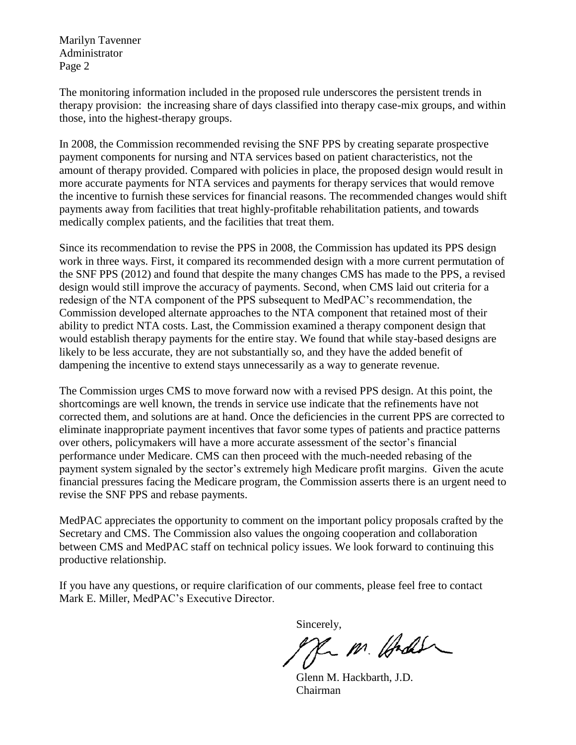The monitoring information included in the proposed rule underscores the persistent trends in therapy provision: the increasing share of days classified into therapy case-mix groups, and within those, into the highest-therapy groups.

In 2008, the Commission recommended revising the SNF PPS by creating separate prospective payment components for nursing and NTA services based on patient characteristics, not the amount of therapy provided. Compared with policies in place, the proposed design would result in more accurate payments for NTA services and payments for therapy services that would remove the incentive to furnish these services for financial reasons. The recommended changes would shift payments away from facilities that treat highly-profitable rehabilitation patients, and towards medically complex patients, and the facilities that treat them.

Since its recommendation to revise the PPS in 2008, the Commission has updated its PPS design work in three ways. First, it compared its recommended design with a more current permutation of the SNF PPS (2012) and found that despite the many changes CMS has made to the PPS, a revised design would still improve the accuracy of payments. Second, when CMS laid out criteria for a redesign of the NTA component of the PPS subsequent to MedPAC's recommendation, the Commission developed alternate approaches to the NTA component that retained most of their ability to predict NTA costs. Last, the Commission examined a therapy component design that would establish therapy payments for the entire stay. We found that while stay-based designs are likely to be less accurate, they are not substantially so, and they have the added benefit of dampening the incentive to extend stays unnecessarily as a way to generate revenue.

The Commission urges CMS to move forward now with a revised PPS design. At this point, the shortcomings are well known, the trends in service use indicate that the refinements have not corrected them, and solutions are at hand. Once the deficiencies in the current PPS are corrected to eliminate inappropriate payment incentives that favor some types of patients and practice patterns over others, policymakers will have a more accurate assessment of the sector's financial performance under Medicare. CMS can then proceed with the much-needed rebasing of the payment system signaled by the sector's extremely high Medicare profit margins. Given the acute financial pressures facing the Medicare program, the Commission asserts there is an urgent need to revise the SNF PPS and rebase payments.

MedPAC appreciates the opportunity to comment on the important policy proposals crafted by the Secretary and CMS. The Commission also values the ongoing cooperation and collaboration between CMS and MedPAC staff on technical policy issues. We look forward to continuing this productive relationship.

If you have any questions, or require clarification of our comments, please feel free to contact Mark E. Miller, MedPAC's Executive Director.

Sincerely,

Glenn M. Hackbarth, J.D.
Chairman